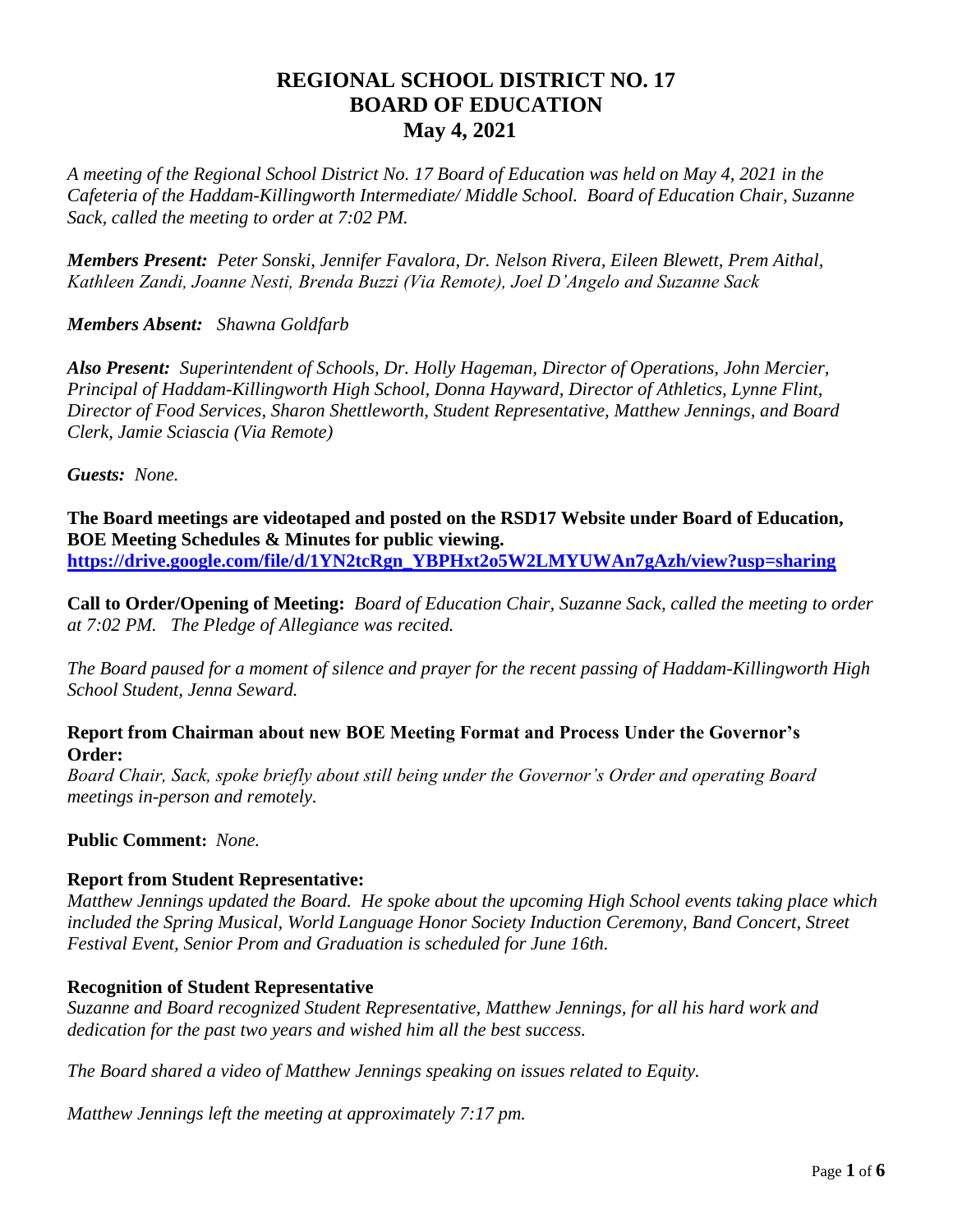# REGIONAL SCHOOL DISTRICT NO. 17
# BOARD OF EDUCATION
# May 4, 2021

*A meeting of the Regional School District No. 17 Board of Education was held on May 4, 2021 in the Cafeteria of the Haddam-Killingworth Intermediate/ Middle School. Board of Education Chair, Suzanne Sack, called the meeting to order at 7:02 PM.*

***Members Present:*** *Peter Sonski, Jennifer Favalora, Dr. Nelson Rivera, Eileen Blewett, Prem Aithal, Kathleen Zandi, Joanne Nesti, Brenda Buzzi (Via Remote), Joel D'Angelo and Suzanne Sack*

***Members Absent:*** *Shawna Goldfarb*

***Also Present:*** *Superintendent of Schools, Dr. Holly Hageman, Director of Operations, John Mercier, Principal of Haddam-Killingworth High School, Donna Hayward, Director of Athletics, Lynne Flint, Director of Food Services, Sharon Shettleworth, Student Representative, Matthew Jennings, and Board Clerk, Jamie Sciascia (Via Remote)*

***Guests:*** *None.*

**The Board meetings are videotaped and posted on the RSD17 Website under Board of Education, BOE Meeting Schedules & Minutes for public viewing.**
**https://drive.google.com/file/d/1YN2tcRgn_YBPHxt2o5W2LMYUWAn7gAzh/view?usp=sharing**

**Call to Order/Opening of Meeting:** *Board of Education Chair, Suzanne Sack, called the meeting to order at 7:02 PM. The Pledge of Allegiance was recited.*

*The Board paused for a moment of silence and prayer for the recent passing of Haddam-Killingworth High School Student, Jenna Seward.*

**Report from Chairman about new BOE Meeting Format and Process Under the Governor's Order:**
*Board Chair, Sack, spoke briefly about still being under the Governor's Order and operating Board meetings in-person and remotely.*

**Public Comment:** *None.*

**Report from Student Representative:**
*Matthew Jennings updated the Board. He spoke about the upcoming High School events taking place which included the Spring Musical, World Language Honor Society Induction Ceremony, Band Concert, Street Festival Event, Senior Prom and Graduation is scheduled for June 16th.*

**Recognition of Student Representative**
*Suzanne and Board recognized Student Representative, Matthew Jennings, for all his hard work and dedication for the past two years and wished him all the best success.*

*The Board shared a video of Matthew Jennings speaking on issues related to Equity.*

*Matthew Jennings left the meeting at approximately 7:17 pm.*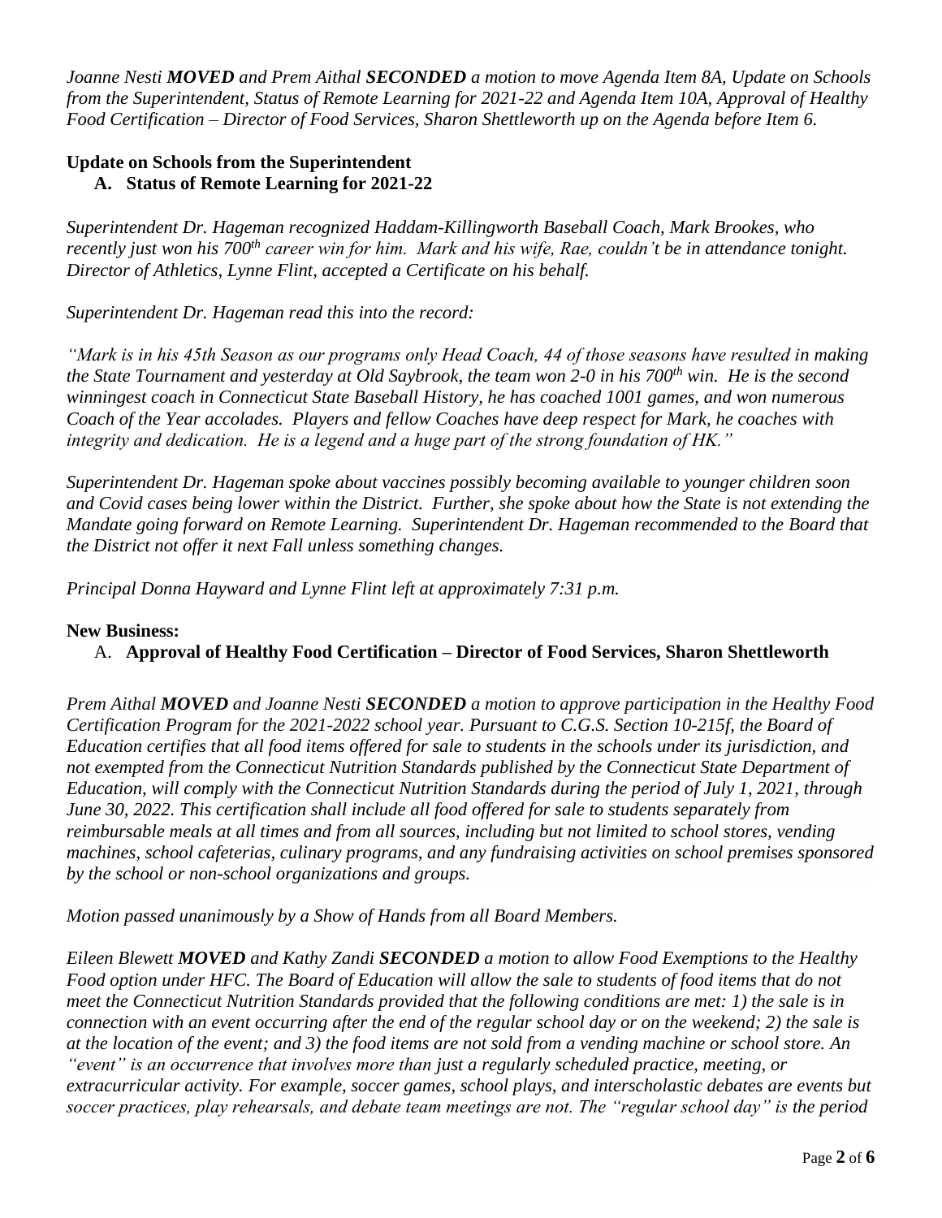*Joanne Nesti **MOVED** and Prem Aithal **SECONDED** a motion to move Agenda Item 8A, Update on Schools from the Superintendent, Status of Remote Learning for 2021-22 and Agenda Item 10A, Approval of Healthy Food Certification – Director of Food Services, Sharon Shettleworth up on the Agenda before Item 6.*

**Update on Schools from the Superintendent**

**A. Status of Remote Learning for 2021-22**

*Superintendent Dr. Hageman recognized Haddam-Killingworth Baseball Coach, Mark Brookes, who recently just won his 700th career win for him. Mark and his wife, Rae, couldn't be in attendance tonight. Director of Athletics, Lynne Flint, accepted a Certificate on his behalf.*

*Superintendent Dr. Hageman read this into the record:*

*"Mark is in his 45th Season as our programs only Head Coach, 44 of those seasons have resulted in making the State Tournament and yesterday at Old Saybrook, the team won 2-0 in his 700th win. He is the second winningest coach in Connecticut State Baseball History, he has coached 1001 games, and won numerous Coach of the Year accolades. Players and fellow Coaches have deep respect for Mark, he coaches with integrity and dedication. He is a legend and a huge part of the strong foundation of HK."*

*Superintendent Dr. Hageman spoke about vaccines possibly becoming available to younger children soon and Covid cases being lower within the District. Further, she spoke about how the State is not extending the Mandate going forward on Remote Learning. Superintendent Dr. Hageman recommended to the Board that the District not offer it next Fall unless something changes.*

*Principal Donna Hayward and Lynne Flint left at approximately 7:31 p.m.*

**New Business:**

A. **Approval of Healthy Food Certification – Director of Food Services, Sharon Shettleworth**

*Prem Aithal **MOVED** and Joanne Nesti **SECONDED** a motion to approve participation in the Healthy Food Certification Program for the 2021-2022 school year. Pursuant to C.G.S. Section 10-215f, the Board of Education certifies that all food items offered for sale to students in the schools under its jurisdiction, and not exempted from the Connecticut Nutrition Standards published by the Connecticut State Department of Education, will comply with the Connecticut Nutrition Standards during the period of July 1, 2021, through June 30, 2022. This certification shall include all food offered for sale to students separately from reimbursable meals at all times and from all sources, including but not limited to school stores, vending machines, school cafeterias, culinary programs, and any fundraising activities on school premises sponsored by the school or non-school organizations and groups.*

*Motion passed unanimously by a Show of Hands from all Board Members.*

*Eileen Blewett **MOVED** and Kathy Zandi **SECONDED** a motion to allow Food Exemptions to the Healthy Food option under HFC. The Board of Education will allow the sale to students of food items that do not meet the Connecticut Nutrition Standards provided that the following conditions are met: 1) the sale is in connection with an event occurring after the end of the regular school day or on the weekend; 2) the sale is at the location of the event; and 3) the food items are not sold from a vending machine or school store. An "event" is an occurrence that involves more than just a regularly scheduled practice, meeting, or extracurricular activity. For example, soccer games, school plays, and interscholastic debates are events but soccer practices, play rehearsals, and debate team meetings are not. The "regular school day" is the period*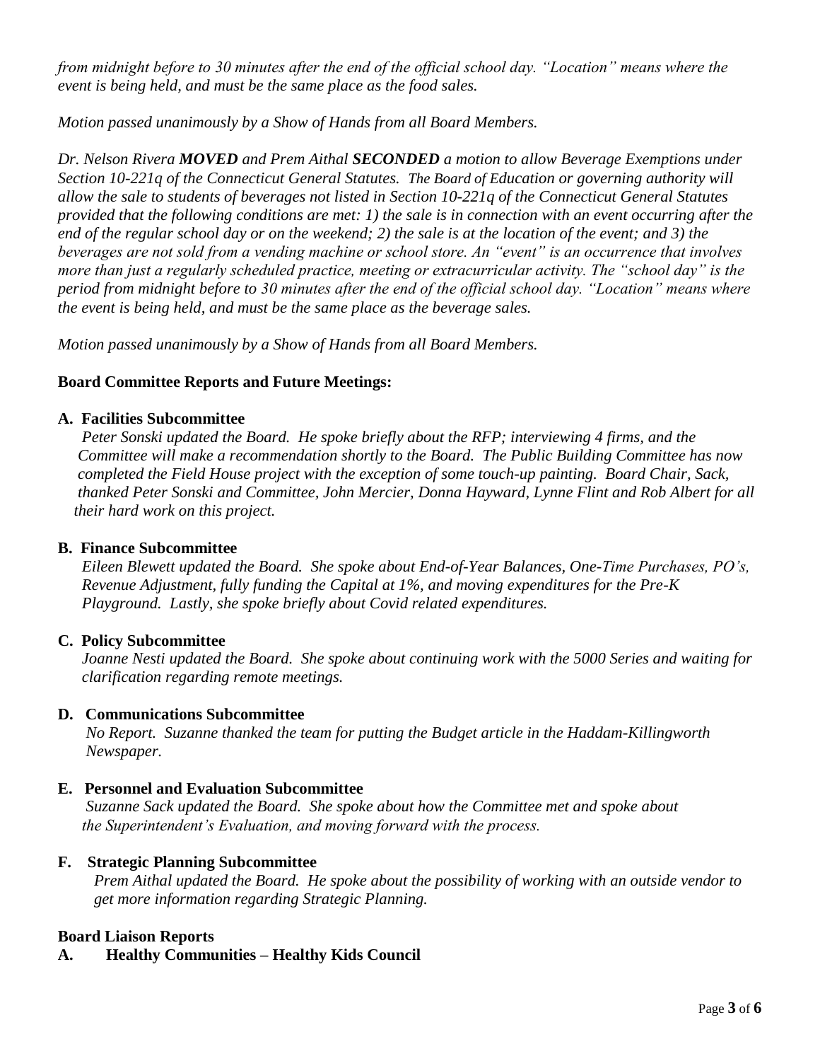*from midnight before to 30 minutes after the end of the official school day. "Location" means where the event is being held, and must be the same place as the food sales.*

*Motion passed unanimously by a Show of Hands from all Board Members.*

*Dr. Nelson Rivera **MOVED** and Prem Aithal **SECONDED** a motion to allow Beverage Exemptions under Section 10-221q of the Connecticut General Statutes. The Board of Education or governing authority will allow the sale to students of beverages not listed in Section 10-221q of the Connecticut General Statutes provided that the following conditions are met: 1) the sale is in connection with an event occurring after the end of the regular school day or on the weekend; 2) the sale is at the location of the event; and 3) the beverages are not sold from a vending machine or school store. An "event" is an occurrence that involves more than just a regularly scheduled practice, meeting or extracurricular activity. The "school day" is the period from midnight before to 30 minutes after the end of the official school day. "Location" means where the event is being held, and must be the same place as the beverage sales.*

*Motion passed unanimously by a Show of Hands from all Board Members.*

**Board Committee Reports and Future Meetings:**

**A. Facilities Subcommittee**

*Peter Sonski updated the Board. He spoke briefly about the RFP; interviewing 4 firms, and the Committee will make a recommendation shortly to the Board. The Public Building Committee has now completed the Field House project with the exception of some touch-up painting. Board Chair, Sack, thanked Peter Sonski and Committee, John Mercier, Donna Hayward, Lynne Flint and Rob Albert for all their hard work on this project.*

**B. Finance Subcommittee**

*Eileen Blewett updated the Board. She spoke about End-of-Year Balances, One-Time Purchases, PO's, Revenue Adjustment, fully funding the Capital at 1%, and moving expenditures for the Pre-K Playground. Lastly, she spoke briefly about Covid related expenditures.*

**C. Policy Subcommittee**

*Joanne Nesti updated the Board. She spoke about continuing work with the 5000 Series and waiting for clarification regarding remote meetings.*

**D. Communications Subcommittee**

*No Report. Suzanne thanked the team for putting the Budget article in the Haddam-Killingworth Newspaper.*

**E. Personnel and Evaluation Subcommittee**

*Suzanne Sack updated the Board. She spoke about how the Committee met and spoke about the Superintendent's Evaluation, and moving forward with the process.*

**F. Strategic Planning Subcommittee**

*Prem Aithal updated the Board. He spoke about the possibility of working with an outside vendor to get more information regarding Strategic Planning.*

**Board Liaison Reports**

**A. Healthy Communities – Healthy Kids Council**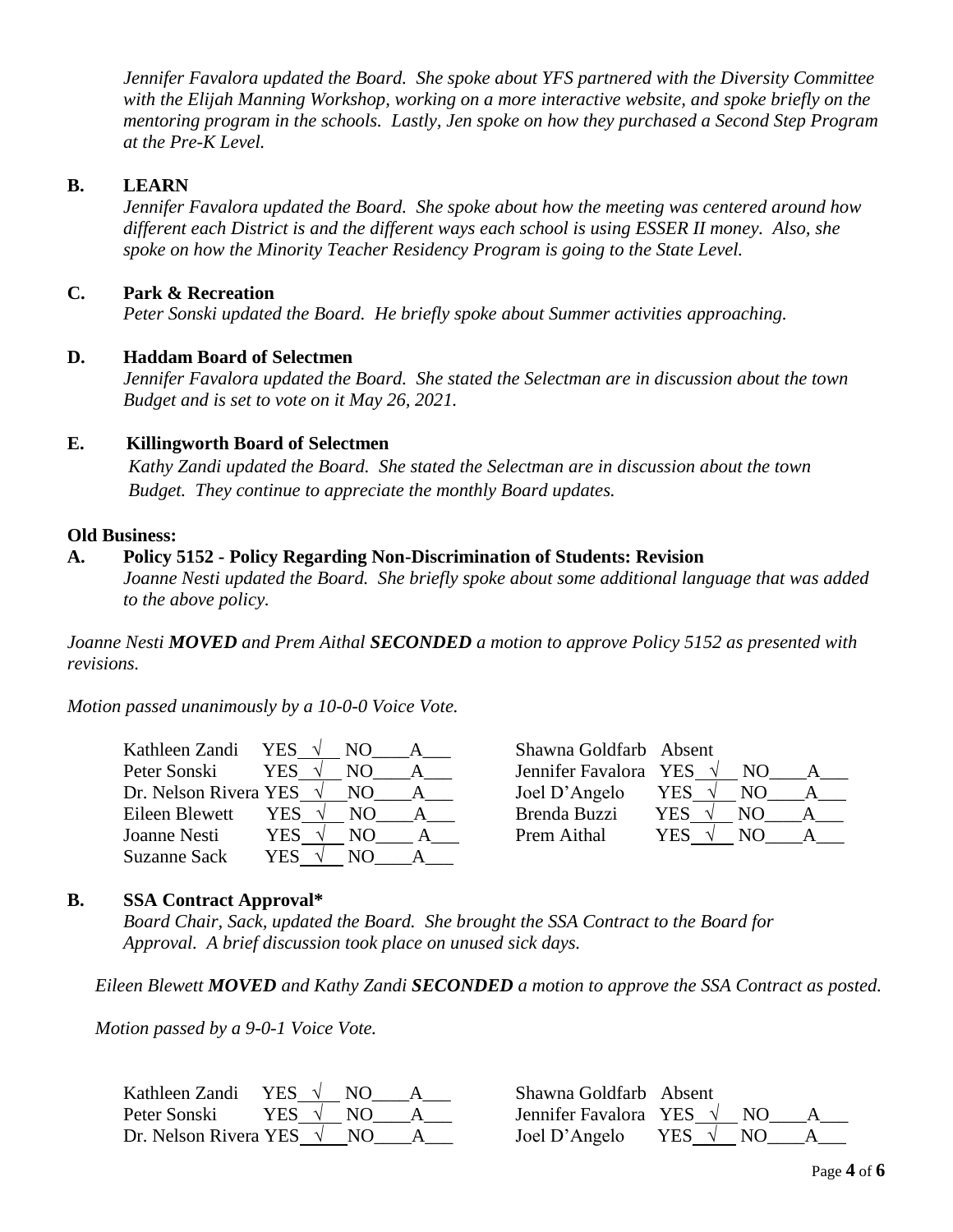*Jennifer Favalora updated the Board. She spoke about YFS partnered with the Diversity Committee with the Elijah Manning Workshop, working on a more interactive website, and spoke briefly on the mentoring program in the schools. Lastly, Jen spoke on how they purchased a Second Step Program at the Pre-K Level.*

**B. LEARN**

*Jennifer Favalora updated the Board. She spoke about how the meeting was centered around how different each District is and the different ways each school is using ESSER II money. Also, she spoke on how the Minority Teacher Residency Program is going to the State Level.*

**C. Park & Recreation**

*Peter Sonski updated the Board. He briefly spoke about Summer activities approaching.*

**D. Haddam Board of Selectmen**

*Jennifer Favalora updated the Board. She stated the Selectman are in discussion about the town Budget and is set to vote on it May 26, 2021.*

**E. Killingworth Board of Selectmen**

*Kathy Zandi updated the Board. She stated the Selectman are in discussion about the town Budget. They continue to appreciate the monthly Board updates.*

**Old Business:**

**A. Policy 5152 - Policy Regarding Non-Discrimination of Students: Revision**

*Joanne Nesti updated the Board. She briefly spoke about some additional language that was added to the above policy.*

*Joanne Nesti **MOVED** and Prem Aithal **SECONDED** a motion to approve Policy 5152 as presented with revisions.*

*Motion passed unanimously by a 10-0-0 Voice Vote.*

| Member | YES | NO | A | Member | YES | NO | A |
|---|---|---|---|---|---|---|---|
| Kathleen Zandi | √ | | | Shawna Goldfarb | Absent | | |
| Peter Sonski | √ | | | Jennifer Favalora | √ | | |
| Dr. Nelson Rivera | √ | | | Joel D'Angelo | √ | | |
| Eileen Blewett | √ | | | Brenda Buzzi | √ | | |
| Joanne Nesti | √ | | | Prem Aithal | √ | | |
| Suzanne Sack | √ | | | | | | |

**B. SSA Contract Approval***

*Board Chair, Sack, updated the Board. She brought the SSA Contract to the Board for Approval. A brief discussion took place on unused sick days.*

*Eileen Blewett **MOVED** and Kathy Zandi **SECONDED** a motion to approve the SSA Contract as posted.*

*Motion passed by a 9-0-1 Voice Vote.*

| Member | YES | NO | A | Member | YES | NO | A |
|---|---|---|---|---|---|---|---|
| Kathleen Zandi | √ | | | Shawna Goldfarb | Absent | | |
| Peter Sonski | √ | | | Jennifer Favalora | √ | | |
| Dr. Nelson Rivera | √ | | | Joel D'Angelo | √ | | |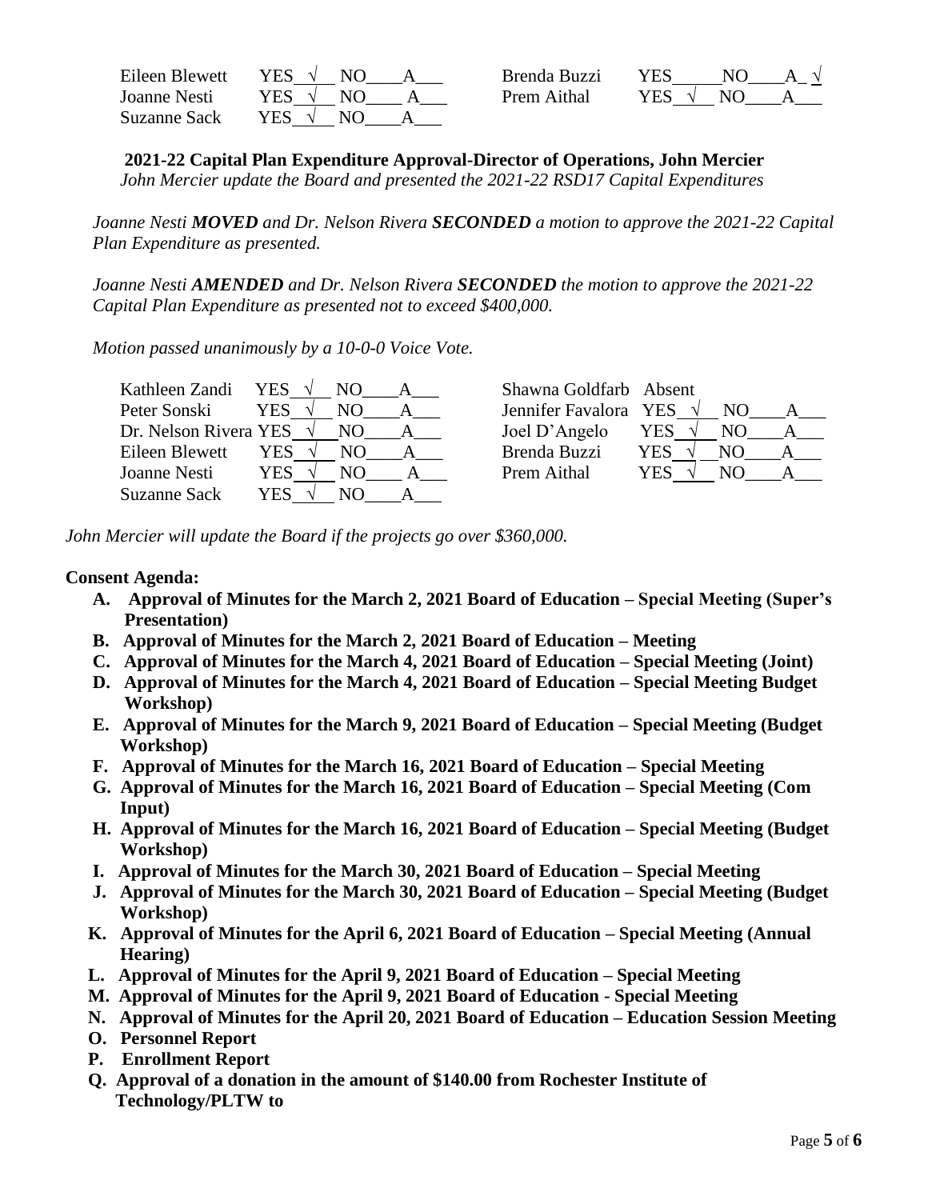| | | | |
|---|---|---|---|
| Eileen Blewett | YES √ NO___ A___ | Brenda Buzzi | YES_____ NO___ A √ |
| Joanne Nesti | YES √ NO___ A___ | Prem Aithal | YES √ NO___ A___ |
| Suzanne Sack | YES √ NO___ A___ | | |

**2021-22 Capital Plan Expenditure Approval-Director of Operations, John Mercier**

*John Mercier update the Board and presented the 2021-22 RSD17 Capital Expenditures*

*Joanne Nesti **MOVED** and Dr. Nelson Rivera **SECONDED** a motion to approve the 2021-22 Capital Plan Expenditure as presented.*

*Joanne Nesti **AMENDED** and Dr. Nelson Rivera **SECONDED** the motion to approve the 2021-22 Capital Plan Expenditure as presented not to exceed $400,000.*

*Motion passed unanimously by a 10-0-0 Voice Vote.*

| | | | |
|---|---|---|---|
| Kathleen Zandi | YES √ NO___ A___ | Shawna Goldfarb | Absent |
| Peter Sonski | YES √ NO___ A___ | Jennifer Favalora | YES √ NO___ A___ |
| Dr. Nelson Rivera | YES √ NO___ A___ | Joel D'Angelo | YES √ NO___ A___ |
| Eileen Blewett | YES √ NO___ A___ | Brenda Buzzi | YES √ NO___ A___ |
| Joanne Nesti | YES √ NO___ A___ | Prem Aithal | YES √ NO___ A___ |
| Suzanne Sack | YES √ NO___ A___ | | |

*John Mercier will update the Board if the projects go over $360,000.*

**Consent Agenda:**

- **A. Approval of Minutes for the March 2, 2021 Board of Education – Special Meeting (Super's Presentation)**
- **B. Approval of Minutes for the March 2, 2021 Board of Education – Meeting**
- **C. Approval of Minutes for the March 4, 2021 Board of Education – Special Meeting (Joint)**
- **D. Approval of Minutes for the March 4, 2021 Board of Education – Special Meeting Budget Workshop)**
- **E. Approval of Minutes for the March 9, 2021 Board of Education – Special Meeting (Budget Workshop)**
- **F. Approval of Minutes for the March 16, 2021 Board of Education – Special Meeting**
- **G. Approval of Minutes for the March 16, 2021 Board of Education – Special Meeting (Com Input)**
- **H. Approval of Minutes for the March 16, 2021 Board of Education – Special Meeting (Budget Workshop)**
- **I. Approval of Minutes for the March 30, 2021 Board of Education – Special Meeting**
- **J. Approval of Minutes for the March 30, 2021 Board of Education – Special Meeting (Budget Workshop)**
- **K. Approval of Minutes for the April 6, 2021 Board of Education – Special Meeting (Annual Hearing)**
- **L. Approval of Minutes for the April 9, 2021 Board of Education – Special Meeting**
- **M. Approval of Minutes for the April 9, 2021 Board of Education - Special Meeting**
- **N. Approval of Minutes for the April 20, 2021 Board of Education – Education Session Meeting**
- **O. Personnel Report**
- **P. Enrollment Report**
- **Q. Approval of a donation in the amount of $140.00 from Rochester Institute of Technology/PLTW to**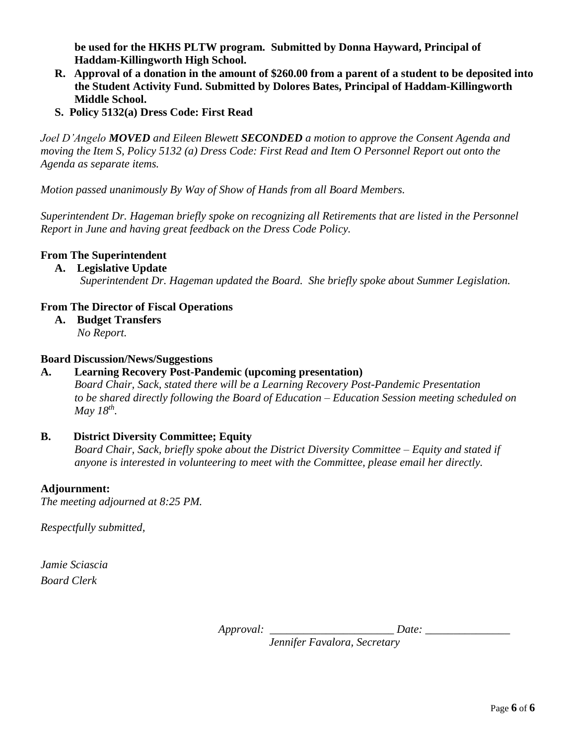**be used for the HKHS PLTW program. Submitted by Donna Hayward, Principal of Haddam-Killingworth High School.**

**R. Approval of a donation in the amount of $260.00 from a parent of a student to be deposited into the Student Activity Fund. Submitted by Dolores Bates, Principal of Haddam-Killingworth Middle School.**

**S. Policy 5132(a) Dress Code: First Read**

*Joel D'Angelo **MOVED** and Eileen Blewett **SECONDED** a motion to approve the Consent Agenda and moving the Item S, Policy 5132 (a) Dress Code: First Read and Item O Personnel Report out onto the Agenda as separate items.*

*Motion passed unanimously By Way of Show of Hands from all Board Members.*

*Superintendent Dr. Hageman briefly spoke on recognizing all Retirements that are listed in the Personnel Report in June and having great feedback on the Dress Code Policy.*

**From The Superintendent**

**A. Legislative Update**
*Superintendent Dr. Hageman updated the Board. She briefly spoke about Summer Legislation.*

**From The Director of Fiscal Operations**

**A. Budget Transfers**
*No Report.*

**Board Discussion/News/Suggestions**

**A. Learning Recovery Post-Pandemic (upcoming presentation)**
*Board Chair, Sack, stated there will be a Learning Recovery Post-Pandemic Presentation to be shared directly following the Board of Education – Education Session meeting scheduled on May 18th.*

**B. District Diversity Committee; Equity**
*Board Chair, Sack, briefly spoke about the District Diversity Committee – Equity and stated if anyone is interested in volunteering to meet with the Committee, please email her directly.*

**Adjournment:**
*The meeting adjourned at 8:25 PM.*

*Respectfully submitted,*

*Jamie Sciascia*
*Board Clerk*

*Approval:* ______________________ *Date:* _______________
*Jennifer Favalora, Secretary*